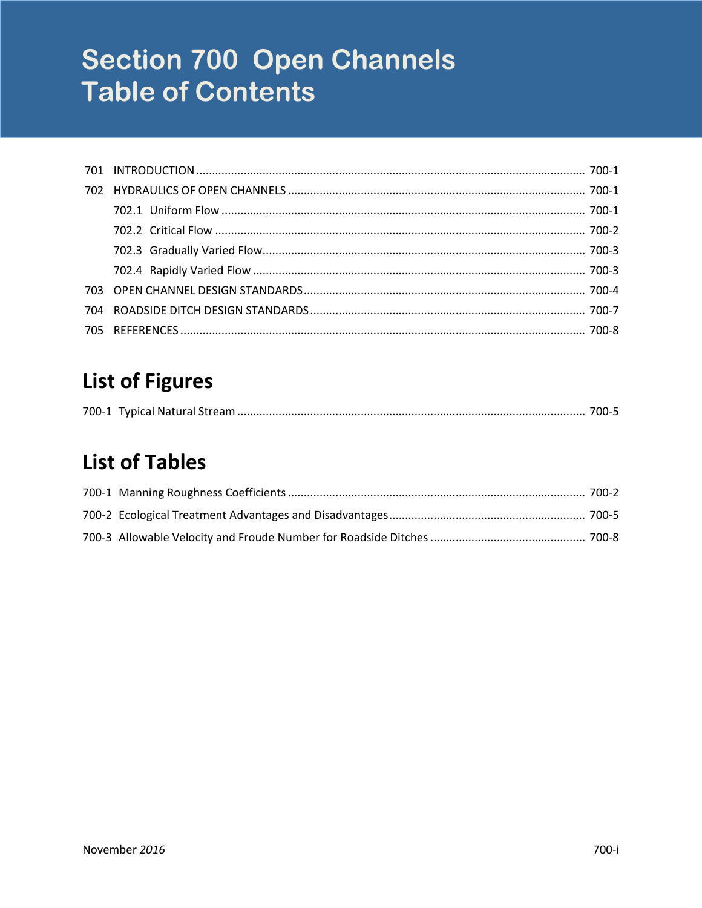# Section 700 Open Channels
# Table of Contents

701 INTRODUCTION ........................................................................................................................... 700-1
702 HYDRAULICS OF OPEN CHANNELS ............................................................................................. 700-1
  702.1 Uniform Flow .................................................................................................................... 700-1
  702.2 Critical Flow ...................................................................................................................... 700-2
  702.3 Gradually Varied Flow ....................................................................................................... 700-3
  702.4 Rapidly Varied Flow .......................................................................................................... 700-3
703 OPEN CHANNEL DESIGN STANDARDS ......................................................................................... 700-4
704 ROADSIDE DITCH DESIGN STANDARDS ....................................................................................... 700-7
705 REFERENCES ............................................................................................................................... 700-8

## List of Figures

700-1 Typical Natural Stream ............................................................................................................. 700-5

## List of Tables

700-1 Manning Roughness Coefficients ............................................................................................. 700-2
700-2 Ecological Treatment Advantages and Disadvantages ............................................................. 700-5
700-3 Allowable Velocity and Froude Number for Roadside Ditches ................................................ 700-8

November *2016*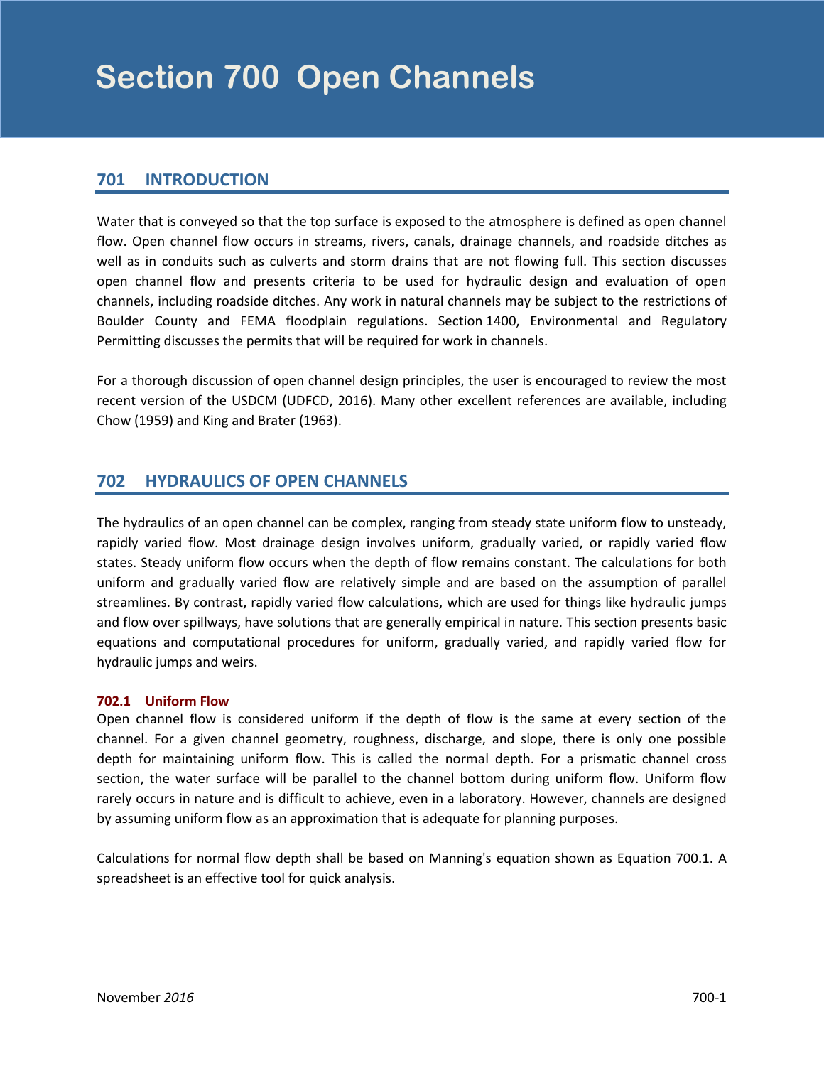# Section 700 Open Channels

## 701 INTRODUCTION

Water that is conveyed so that the top surface is exposed to the atmosphere is defined as open channel flow. Open channel flow occurs in streams, rivers, canals, drainage channels, and roadside ditches as well as in conduits such as culverts and storm drains that are not flowing full. This section discusses open channel flow and presents criteria to be used for hydraulic design and evaluation of open channels, including roadside ditches. Any work in natural channels may be subject to the restrictions of Boulder County and FEMA floodplain regulations. Section 1400, Environmental and Regulatory Permitting discusses the permits that will be required for work in channels.

For a thorough discussion of open channel design principles, the user is encouraged to review the most recent version of the USDCM (UDFCD, 2016). Many other excellent references are available, including Chow (1959) and King and Brater (1963).

## 702 HYDRAULICS OF OPEN CHANNELS

The hydraulics of an open channel can be complex, ranging from steady state uniform flow to unsteady, rapidly varied flow. Most drainage design involves uniform, gradually varied, or rapidly varied flow states. Steady uniform flow occurs when the depth of flow remains constant. The calculations for both uniform and gradually varied flow are relatively simple and are based on the assumption of parallel streamlines. By contrast, rapidly varied flow calculations, which are used for things like hydraulic jumps and flow over spillways, have solutions that are generally empirical in nature. This section presents basic equations and computational procedures for uniform, gradually varied, and rapidly varied flow for hydraulic jumps and weirs.

### 702.1 Uniform Flow

Open channel flow is considered uniform if the depth of flow is the same at every section of the channel. For a given channel geometry, roughness, discharge, and slope, there is only one possible depth for maintaining uniform flow. This is called the normal depth. For a prismatic channel cross section, the water surface will be parallel to the channel bottom during uniform flow. Uniform flow rarely occurs in nature and is difficult to achieve, even in a laboratory. However, channels are designed by assuming uniform flow as an approximation that is adequate for planning purposes.

Calculations for normal flow depth shall be based on Manning's equation shown as Equation 700.1. A spreadsheet is an effective tool for quick analysis.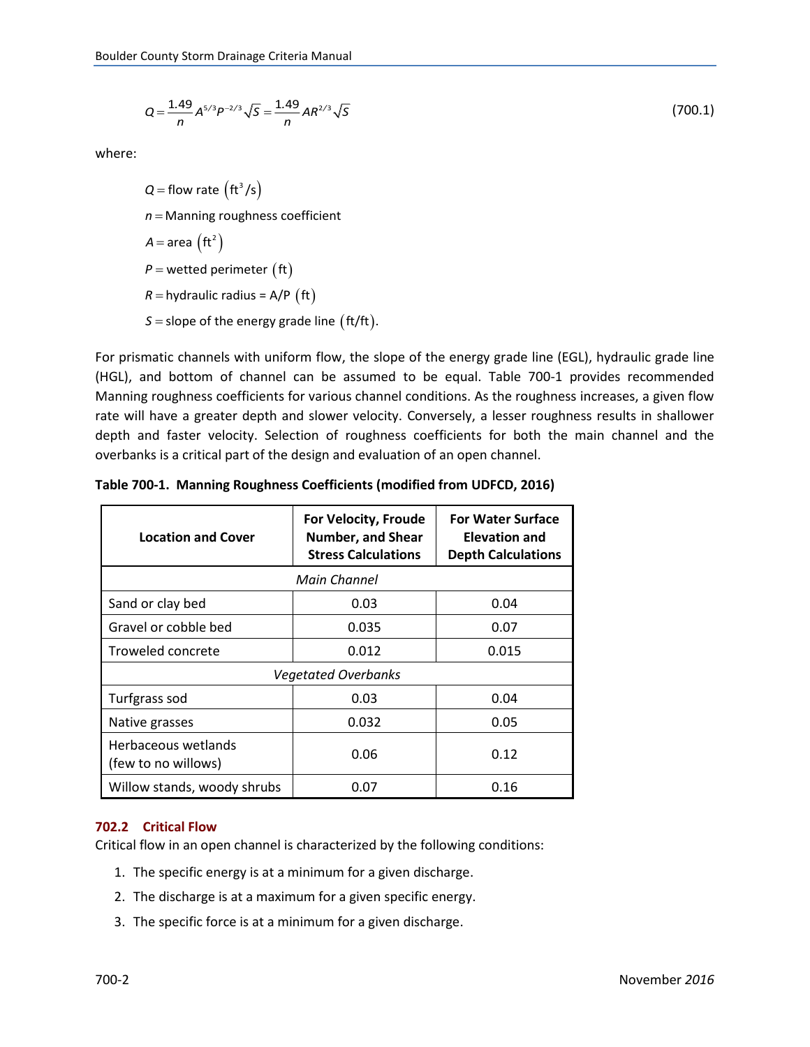$$Q = \frac{1.49}{n} A^{5/3} P^{-2/3} \sqrt{S} = \frac{1.49}{n} A R^{2/3} \sqrt{S} \tag{700.1}$$

where:

$Q =$ flow rate $\left(\text{ft}^3/\text{s}\right)$

$n =$ Manning roughness coefficient

$A =$ area $\left(\text{ft}^2\right)$

$P =$ wetted perimeter $\left(\text{ft}\right)$

$R =$ hydraulic radius = A/P $\left(\text{ft}\right)$

$S =$ slope of the energy grade line $\left(\text{ft/ft}\right)$.

For prismatic channels with uniform flow, the slope of the energy grade line (EGL), hydraulic grade line (HGL), and bottom of channel can be assumed to be equal. Table 700-1 provides recommended Manning roughness coefficients for various channel conditions. As the roughness increases, a given flow rate will have a greater depth and slower velocity. Conversely, a lesser roughness results in shallower depth and faster velocity. Selection of roughness coefficients for both the main channel and the overbanks is a critical part of the design and evaluation of an open channel.

**Table 700-1. Manning Roughness Coefficients (modified from UDFCD, 2016)**

| Location and Cover | For Velocity, Froude Number, and Shear Stress Calculations | For Water Surface Elevation and Depth Calculations |
|---|---|---|
| *Main Channel* | | |
| Sand or clay bed | 0.03 | 0.04 |
| Gravel or cobble bed | 0.035 | 0.07 |
| Troweled concrete | 0.012 | 0.015 |
| *Vegetated Overbanks* | | |
| Turfgrass sod | 0.03 | 0.04 |
| Native grasses | 0.032 | 0.05 |
| Herbaceous wetlands (few to no willows) | 0.06 | 0.12 |
| Willow stands, woody shrubs | 0.07 | 0.16 |

### 702.2 Critical Flow

Critical flow in an open channel is characterized by the following conditions:

1. The specific energy is at a minimum for a given discharge.
2. The discharge is at a maximum for a given specific energy.
3. The specific force is at a minimum for a given discharge.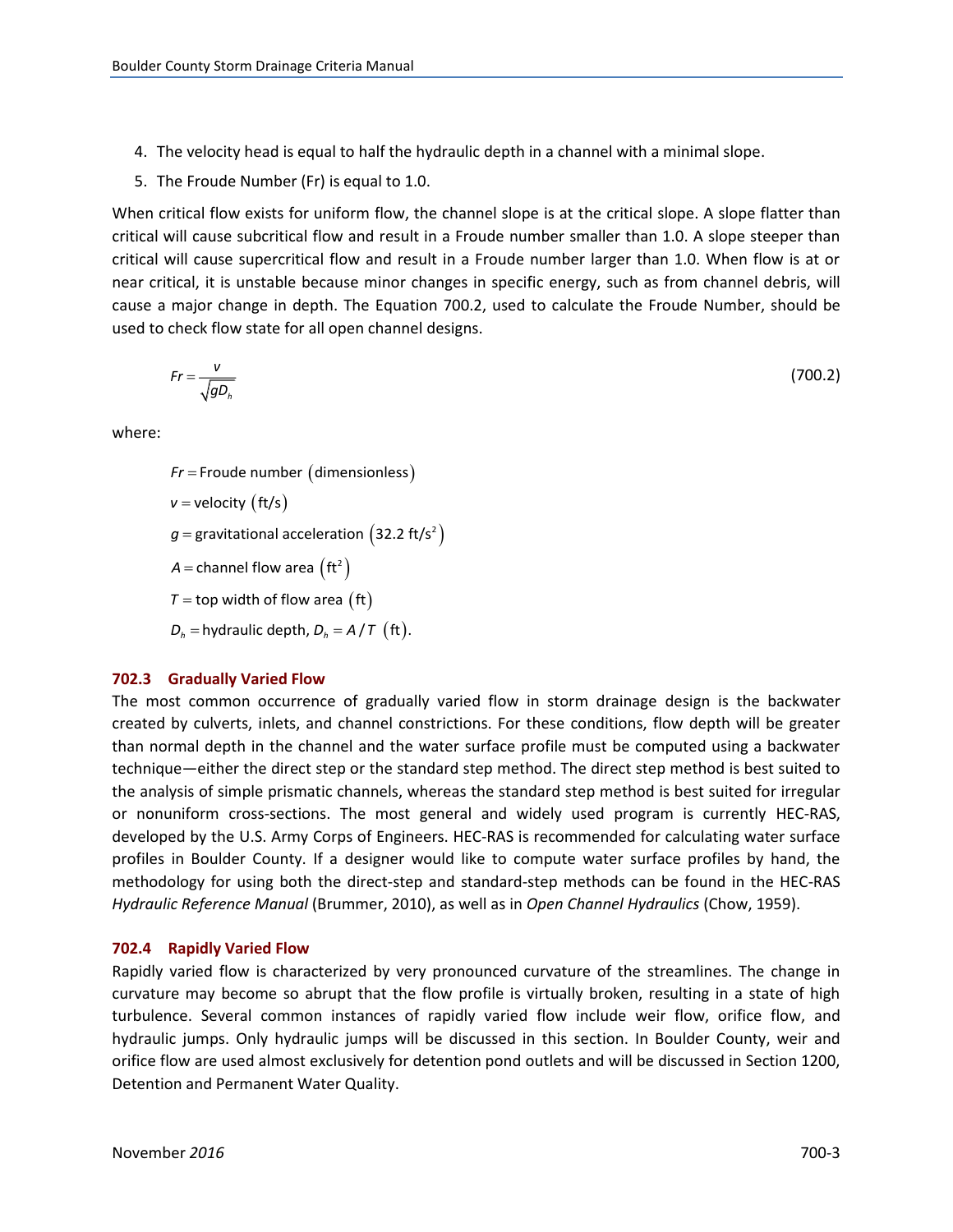4. The velocity head is equal to half the hydraulic depth in a channel with a minimal slope.
5. The Froude Number (Fr) is equal to 1.0.

When critical flow exists for uniform flow, the channel slope is at the critical slope. A slope flatter than critical will cause subcritical flow and result in a Froude number smaller than 1.0. A slope steeper than critical will cause supercritical flow and result in a Froude number larger than 1.0. When flow is at or near critical, it is unstable because minor changes in specific energy, such as from channel debris, will cause a major change in depth. The Equation 700.2, used to calculate the Froude Number, should be used to check flow state for all open channel designs.

$$Fr = \frac{v}{\sqrt{gD_h}} \tag{700.2}$$

where:

$Fr$ = Froude number (dimensionless)

$v$ = velocity (ft/s)

$g$ = gravitational acceleration (32.2 ft/s$^2$)

$A$ = channel flow area (ft$^2$)

$T$ = top width of flow area (ft)

$D_h$ = hydraulic depth, $D_h = A/T$ (ft).

### 702.3 Gradually Varied Flow

The most common occurrence of gradually varied flow in storm drainage design is the backwater created by culverts, inlets, and channel constrictions. For these conditions, flow depth will be greater than normal depth in the channel and the water surface profile must be computed using a backwater technique—either the direct step or the standard step method. The direct step method is best suited to the analysis of simple prismatic channels, whereas the standard step method is best suited for irregular or nonuniform cross-sections. The most general and widely used program is currently HEC-RAS, developed by the U.S. Army Corps of Engineers. HEC-RAS is recommended for calculating water surface profiles in Boulder County. If a designer would like to compute water surface profiles by hand, the methodology for using both the direct-step and standard-step methods can be found in the HEC-RAS *Hydraulic Reference Manual* (Brummer, 2010), as well as in *Open Channel Hydraulics* (Chow, 1959).

### 702.4 Rapidly Varied Flow

Rapidly varied flow is characterized by very pronounced curvature of the streamlines. The change in curvature may become so abrupt that the flow profile is virtually broken, resulting in a state of high turbulence. Several common instances of rapidly varied flow include weir flow, orifice flow, and hydraulic jumps. Only hydraulic jumps will be discussed in this section. In Boulder County, weir and orifice flow are used almost exclusively for detention pond outlets and will be discussed in Section 1200, Detention and Permanent Water Quality.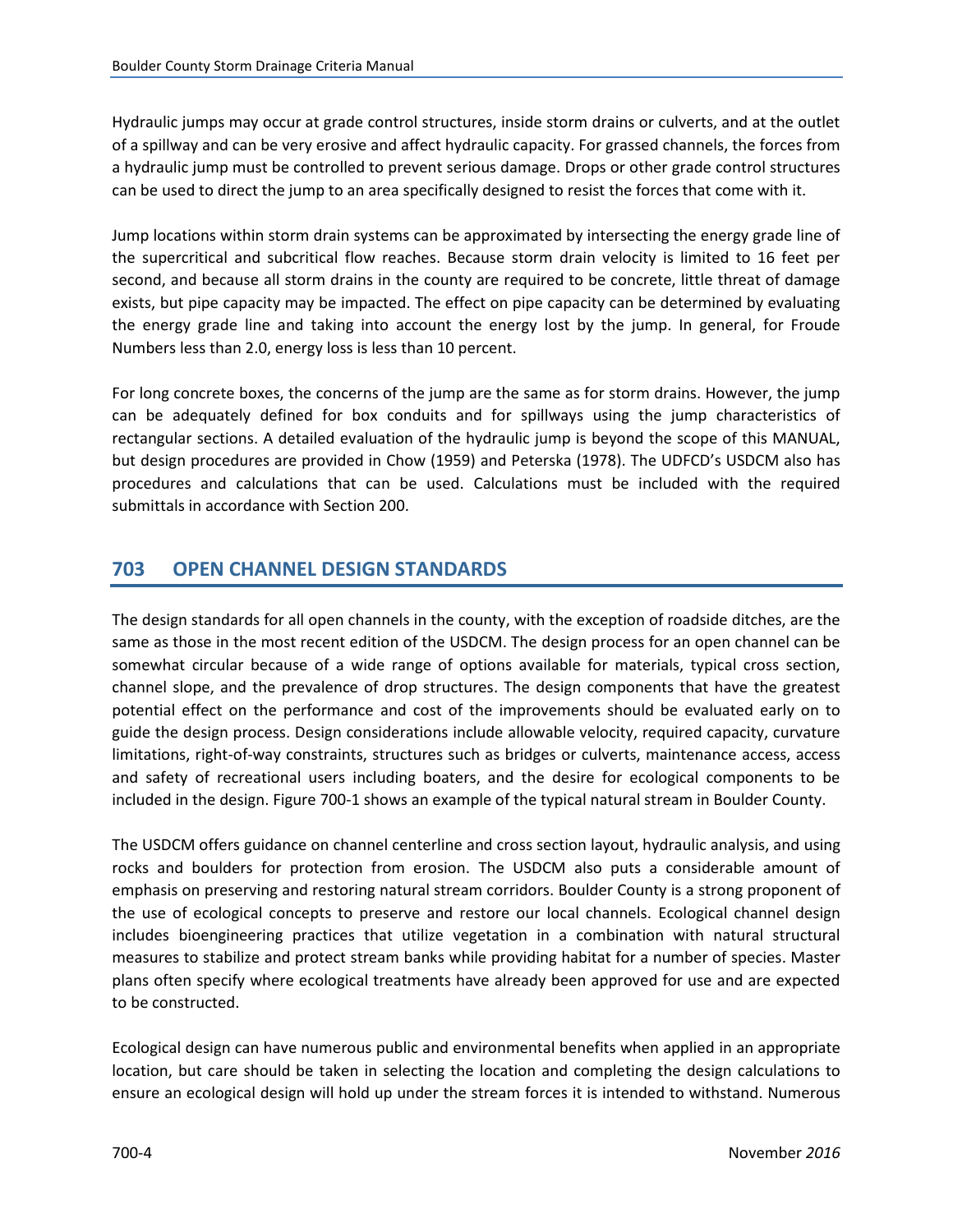Hydraulic jumps may occur at grade control structures, inside storm drains or culverts, and at the outlet of a spillway and can be very erosive and affect hydraulic capacity. For grassed channels, the forces from a hydraulic jump must be controlled to prevent serious damage. Drops or other grade control structures can be used to direct the jump to an area specifically designed to resist the forces that come with it.

Jump locations within storm drain systems can be approximated by intersecting the energy grade line of the supercritical and subcritical flow reaches. Because storm drain velocity is limited to 16 feet per second, and because all storm drains in the county are required to be concrete, little threat of damage exists, but pipe capacity may be impacted. The effect on pipe capacity can be determined by evaluating the energy grade line and taking into account the energy lost by the jump. In general, for Froude Numbers less than 2.0, energy loss is less than 10 percent.

For long concrete boxes, the concerns of the jump are the same as for storm drains. However, the jump can be adequately defined for box conduits and for spillways using the jump characteristics of rectangular sections. A detailed evaluation of the hydraulic jump is beyond the scope of this MANUAL, but design procedures are provided in Chow (1959) and Peterska (1978). The UDFCD's USDCM also has procedures and calculations that can be used. Calculations must be included with the required submittals in accordance with Section 200.

## 703 OPEN CHANNEL DESIGN STANDARDS

The design standards for all open channels in the county, with the exception of roadside ditches, are the same as those in the most recent edition of the USDCM. The design process for an open channel can be somewhat circular because of a wide range of options available for materials, typical cross section, channel slope, and the prevalence of drop structures. The design components that have the greatest potential effect on the performance and cost of the improvements should be evaluated early on to guide the design process. Design considerations include allowable velocity, required capacity, curvature limitations, right-of-way constraints, structures such as bridges or culverts, maintenance access, access and safety of recreational users including boaters, and the desire for ecological components to be included in the design. Figure 700-1 shows an example of the typical natural stream in Boulder County.

The USDCM offers guidance on channel centerline and cross section layout, hydraulic analysis, and using rocks and boulders for protection from erosion. The USDCM also puts a considerable amount of emphasis on preserving and restoring natural stream corridors. Boulder County is a strong proponent of the use of ecological concepts to preserve and restore our local channels. Ecological channel design includes bioengineering practices that utilize vegetation in a combination with natural structural measures to stabilize and protect stream banks while providing habitat for a number of species. Master plans often specify where ecological treatments have already been approved for use and are expected to be constructed.

Ecological design can have numerous public and environmental benefits when applied in an appropriate location, but care should be taken in selecting the location and completing the design calculations to ensure an ecological design will hold up under the stream forces it is intended to withstand. Numerous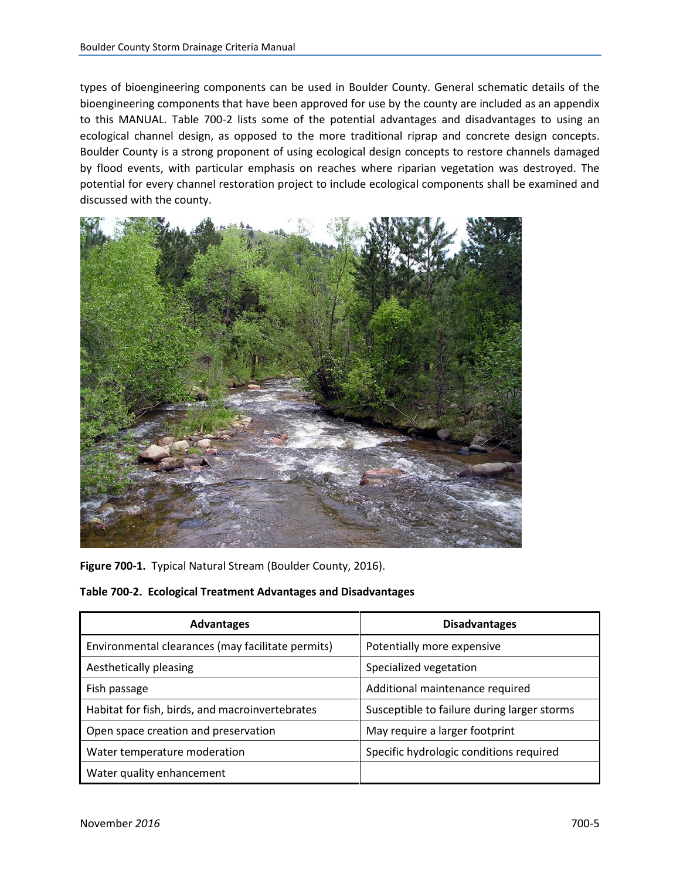types of bioengineering components can be used in Boulder County. General schematic details of the bioengineering components that have been approved for use by the county are included as an appendix to this MANUAL. Table 700-2 lists some of the potential advantages and disadvantages to using an ecological channel design, as opposed to the more traditional riprap and concrete design concepts. Boulder County is a strong proponent of using ecological design concepts to restore channels damaged by flood events, with particular emphasis on reaches where riparian vegetation was destroyed. The potential for every channel restoration project to include ecological components shall be examined and discussed with the county.

**Figure 700-1.** Typical Natural Stream (Boulder County, 2016).

**Table 700-2. Ecological Treatment Advantages and Disadvantages**

| Advantages | Disadvantages |
| --- | --- |
| Environmental clearances (may facilitate permits) | Potentially more expensive |
| Aesthetically pleasing | Specialized vegetation |
| Fish passage | Additional maintenance required |
| Habitat for fish, birds, and macroinvertebrates | Susceptible to failure during larger storms |
| Open space creation and preservation | May require a larger footprint |
| Water temperature moderation | Specific hydrologic conditions required |
| Water quality enhancement | |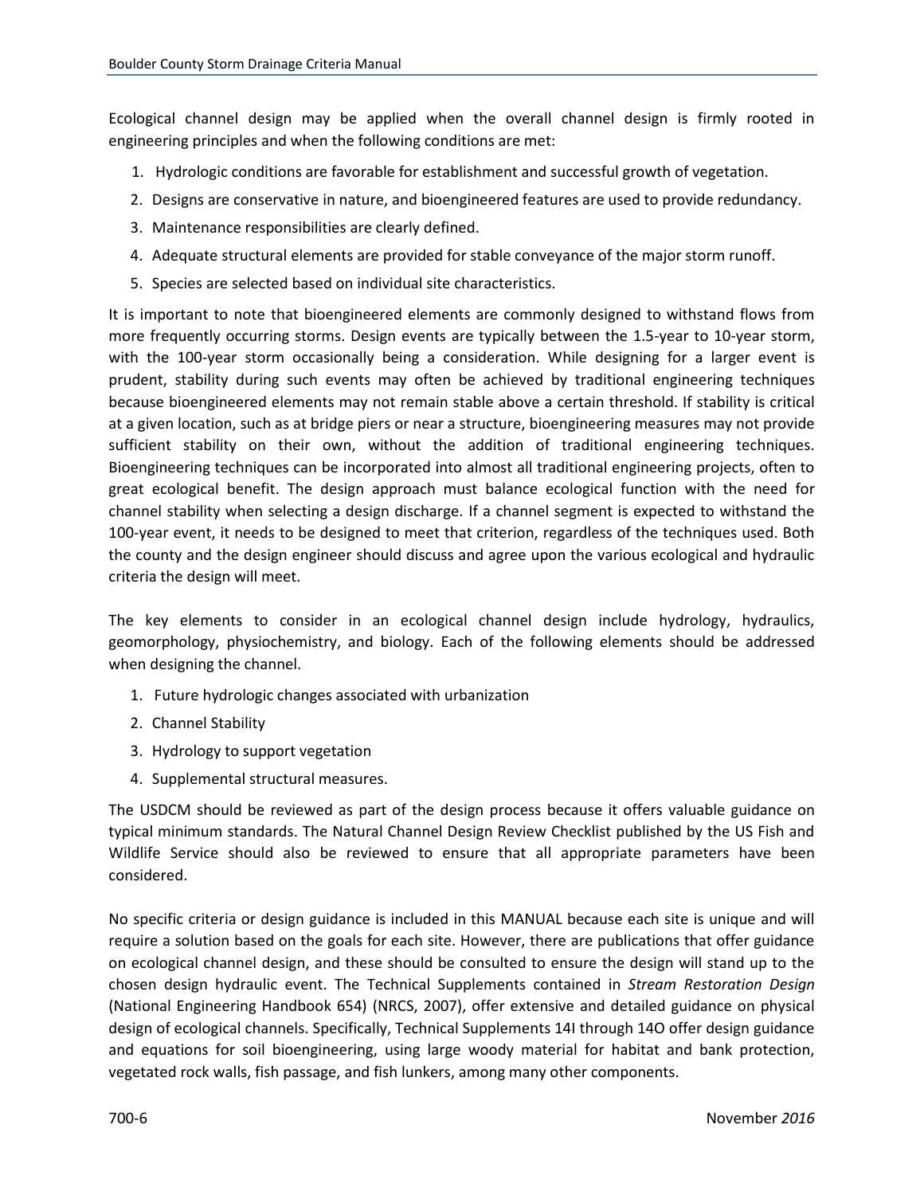Ecological channel design may be applied when the overall channel design is firmly rooted in engineering principles and when the following conditions are met:

1. Hydrologic conditions are favorable for establishment and successful growth of vegetation.
2. Designs are conservative in nature, and bioengineered features are used to provide redundancy.
3. Maintenance responsibilities are clearly defined.
4. Adequate structural elements are provided for stable conveyance of the major storm runoff.
5. Species are selected based on individual site characteristics.

It is important to note that bioengineered elements are commonly designed to withstand flows from more frequently occurring storms. Design events are typically between the 1.5-year to 10-year storm, with the 100-year storm occasionally being a consideration. While designing for a larger event is prudent, stability during such events may often be achieved by traditional engineering techniques because bioengineered elements may not remain stable above a certain threshold. If stability is critical at a given location, such as at bridge piers or near a structure, bioengineering measures may not provide sufficient stability on their own, without the addition of traditional engineering techniques. Bioengineering techniques can be incorporated into almost all traditional engineering projects, often to great ecological benefit. The design approach must balance ecological function with the need for channel stability when selecting a design discharge. If a channel segment is expected to withstand the 100-year event, it needs to be designed to meet that criterion, regardless of the techniques used. Both the county and the design engineer should discuss and agree upon the various ecological and hydraulic criteria the design will meet.

The key elements to consider in an ecological channel design include hydrology, hydraulics, geomorphology, physiochemistry, and biology. Each of the following elements should be addressed when designing the channel.

1. Future hydrologic changes associated with urbanization
2. Channel Stability
3. Hydrology to support vegetation
4. Supplemental structural measures.

The USDCM should be reviewed as part of the design process because it offers valuable guidance on typical minimum standards. The Natural Channel Design Review Checklist published by the US Fish and Wildlife Service should also be reviewed to ensure that all appropriate parameters have been considered.

No specific criteria or design guidance is included in this MANUAL because each site is unique and will require a solution based on the goals for each site. However, there are publications that offer guidance on ecological channel design, and these should be consulted to ensure the design will stand up to the chosen design hydraulic event. The Technical Supplements contained in *Stream Restoration Design* (National Engineering Handbook 654) (NRCS, 2007), offer extensive and detailed guidance on physical design of ecological channels. Specifically, Technical Supplements 14I through 14O offer design guidance and equations for soil bioengineering, using large woody material for habitat and bank protection, vegetated rock walls, fish passage, and fish lunkers, among many other components.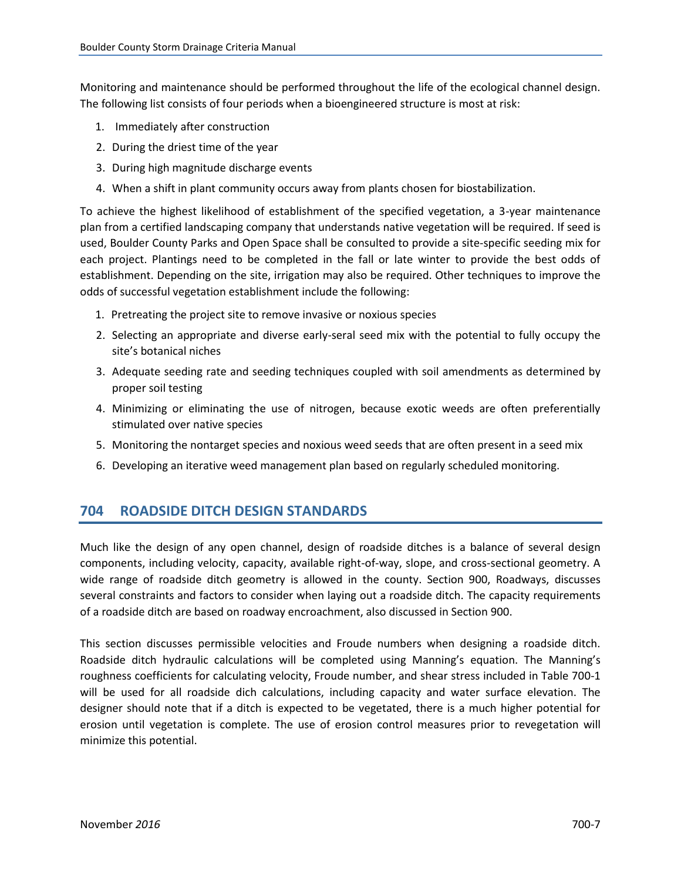Monitoring and maintenance should be performed throughout the life of the ecological channel design. The following list consists of four periods when a bioengineered structure is most at risk:

1. Immediately after construction
2. During the driest time of the year
3. During high magnitude discharge events
4. When a shift in plant community occurs away from plants chosen for biostabilization.

To achieve the highest likelihood of establishment of the specified vegetation, a 3-year maintenance plan from a certified landscaping company that understands native vegetation will be required. If seed is used, Boulder County Parks and Open Space shall be consulted to provide a site-specific seeding mix for each project. Plantings need to be completed in the fall or late winter to provide the best odds of establishment. Depending on the site, irrigation may also be required. Other techniques to improve the odds of successful vegetation establishment include the following:

1. Pretreating the project site to remove invasive or noxious species
2. Selecting an appropriate and diverse early-seral seed mix with the potential to fully occupy the site's botanical niches
3. Adequate seeding rate and seeding techniques coupled with soil amendments as determined by proper soil testing
4. Minimizing or eliminating the use of nitrogen, because exotic weeds are often preferentially stimulated over native species
5. Monitoring the nontarget species and noxious weed seeds that are often present in a seed mix
6. Developing an iterative weed management plan based on regularly scheduled monitoring.

## 704 ROADSIDE DITCH DESIGN STANDARDS

Much like the design of any open channel, design of roadside ditches is a balance of several design components, including velocity, capacity, available right-of-way, slope, and cross-sectional geometry. A wide range of roadside ditch geometry is allowed in the county. Section 900, Roadways, discusses several constraints and factors to consider when laying out a roadside ditch. The capacity requirements of a roadside ditch are based on roadway encroachment, also discussed in Section 900.

This section discusses permissible velocities and Froude numbers when designing a roadside ditch. Roadside ditch hydraulic calculations will be completed using Manning's equation. The Manning's roughness coefficients for calculating velocity, Froude number, and shear stress included in Table 700-1 will be used for all roadside dich calculations, including capacity and water surface elevation. The designer should note that if a ditch is expected to be vegetated, there is a much higher potential for erosion until vegetation is complete. The use of erosion control measures prior to revegetation will minimize this potential.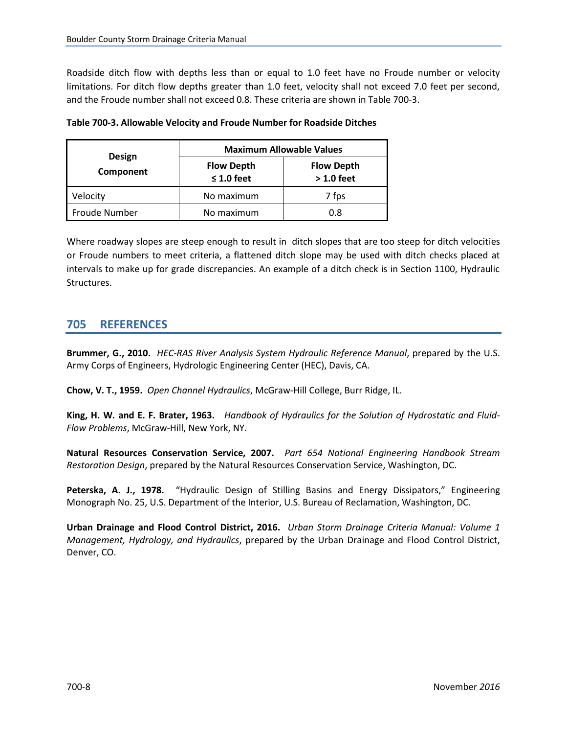Roadside ditch flow with depths less than or equal to 1.0 feet have no Froude number or velocity limitations. For ditch flow depths greater than 1.0 feet, velocity shall not exceed 7.0 feet per second, and the Froude number shall not exceed 0.8. These criteria are shown in Table 700-3.

**Table 700-3. Allowable Velocity and Froude Number for Roadside Ditches**

| Design Component | Maximum Allowable Values | |
|---|---|---|
| | Flow Depth ≤ 1.0 feet | Flow Depth > 1.0 feet |
| Velocity | No maximum | 7 fps |
| Froude Number | No maximum | 0.8 |

Where roadway slopes are steep enough to result in ditch slopes that are too steep for ditch velocities or Froude numbers to meet criteria, a flattened ditch slope may be used with ditch checks placed at intervals to make up for grade discrepancies. An example of a ditch check is in Section 1100, Hydraulic Structures.

## 705 REFERENCES

**Brummer, G., 2010.** *HEC-RAS River Analysis System Hydraulic Reference Manual*, prepared by the U.S. Army Corps of Engineers, Hydrologic Engineering Center (HEC), Davis, CA.

**Chow, V. T., 1959.** *Open Channel Hydraulics*, McGraw-Hill College, Burr Ridge, IL.

**King, H. W. and E. F. Brater, 1963.** *Handbook of Hydraulics for the Solution of Hydrostatic and Fluid-Flow Problems*, McGraw-Hill, New York, NY.

**Natural Resources Conservation Service, 2007.** *Part 654 National Engineering Handbook Stream Restoration Design*, prepared by the Natural Resources Conservation Service, Washington, DC.

**Peterska, A. J., 1978.** "Hydraulic Design of Stilling Basins and Energy Dissipators," Engineering Monograph No. 25, U.S. Department of the Interior, U.S. Bureau of Reclamation, Washington, DC.

**Urban Drainage and Flood Control District, 2016.** *Urban Storm Drainage Criteria Manual: Volume 1 Management, Hydrology, and Hydraulics*, prepared by the Urban Drainage and Flood Control District, Denver, CO.